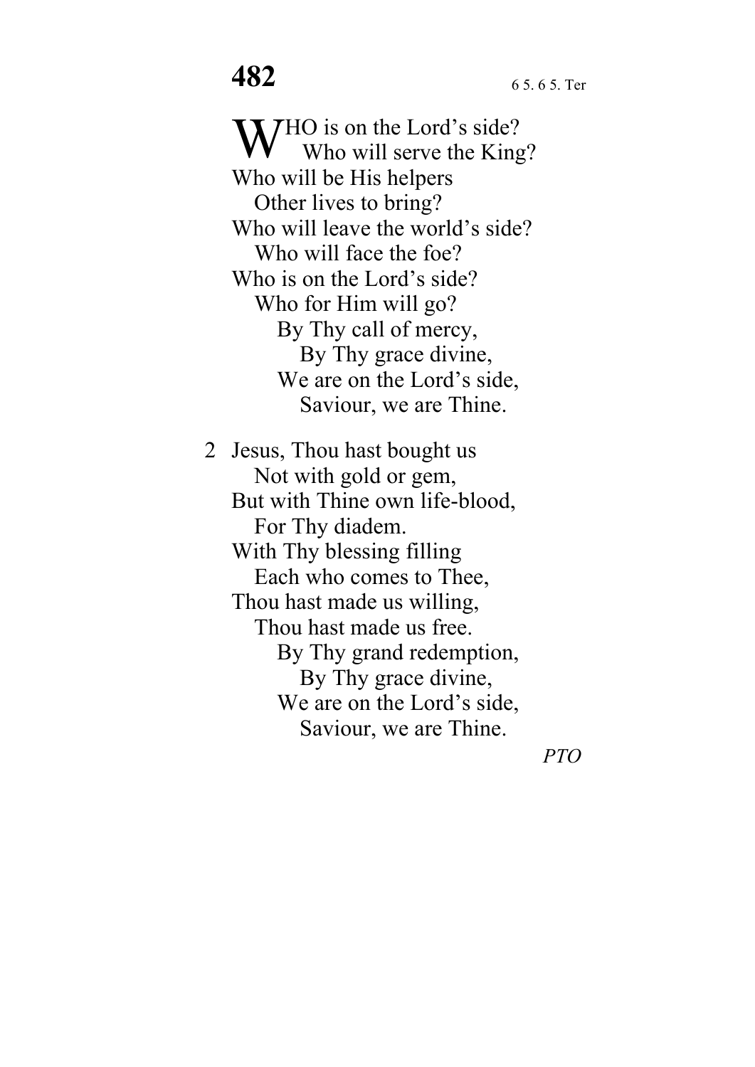# 482

6 5. 6 5. Ter

WHO is on the Lord's side?  
   Who will serve the King?  
Who will be His helpers  
   Other lives to bring?  
Who will leave the world's side?  
   Who will face the foe?  
Who is on the Lord's side?  
   Who for Him will go?  
      By Thy call of mercy,  
         By Thy grace divine,  
      We are on the Lord's side,  
         Saviour, we are Thine.

2 Jesus, Thou hast bought us  
   Not with gold or gem,  
But with Thine own life-blood,  
   For Thy diadem.  
With Thy blessing filling  
   Each who comes to Thee,  
Thou hast made us willing,  
   Thou hast made us free.  
      By Thy grand redemption,  
         By Thy grace divine,  
      We are on the Lord's side,  
         Saviour, we are Thine.

*PTO*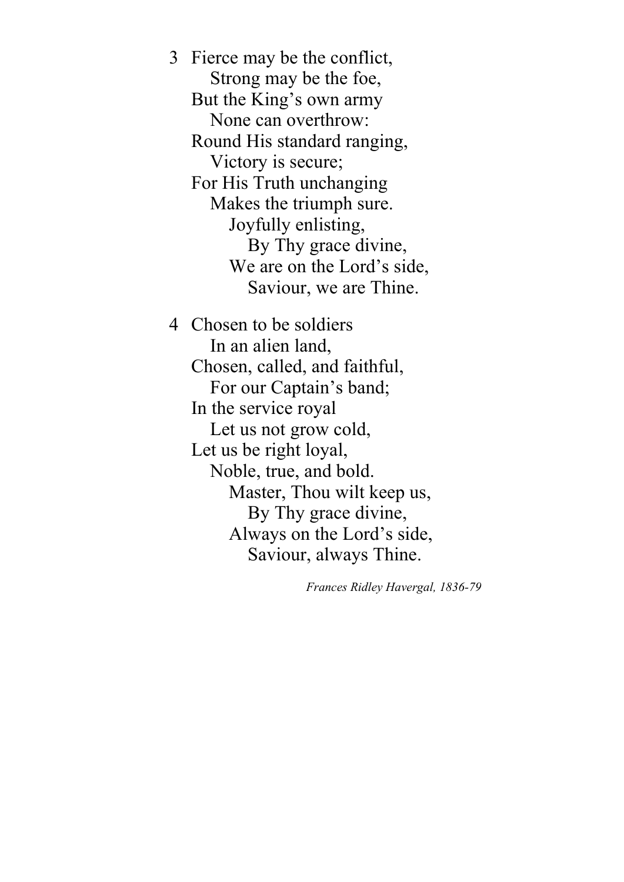3 Fierce may be the conflict,
  Strong may be the foe,
But the King's own army
  None can overthrow:
Round His standard ranging,
  Victory is secure;
For His Truth unchanging
  Makes the triumph sure.
    Joyfully enlisting,
      By Thy grace divine,
    We are on the Lord's side,
      Saviour, we are Thine.

4 Chosen to be soldiers
  In an alien land,
Chosen, called, and faithful,
  For our Captain's band;
In the service royal
  Let us not grow cold,
Let us be right loyal,
  Noble, true, and bold.
    Master, Thou wilt keep us,
      By Thy grace divine,
    Always on the Lord's side,
      Saviour, always Thine.

*Frances Ridley Havergal, 1836-79*